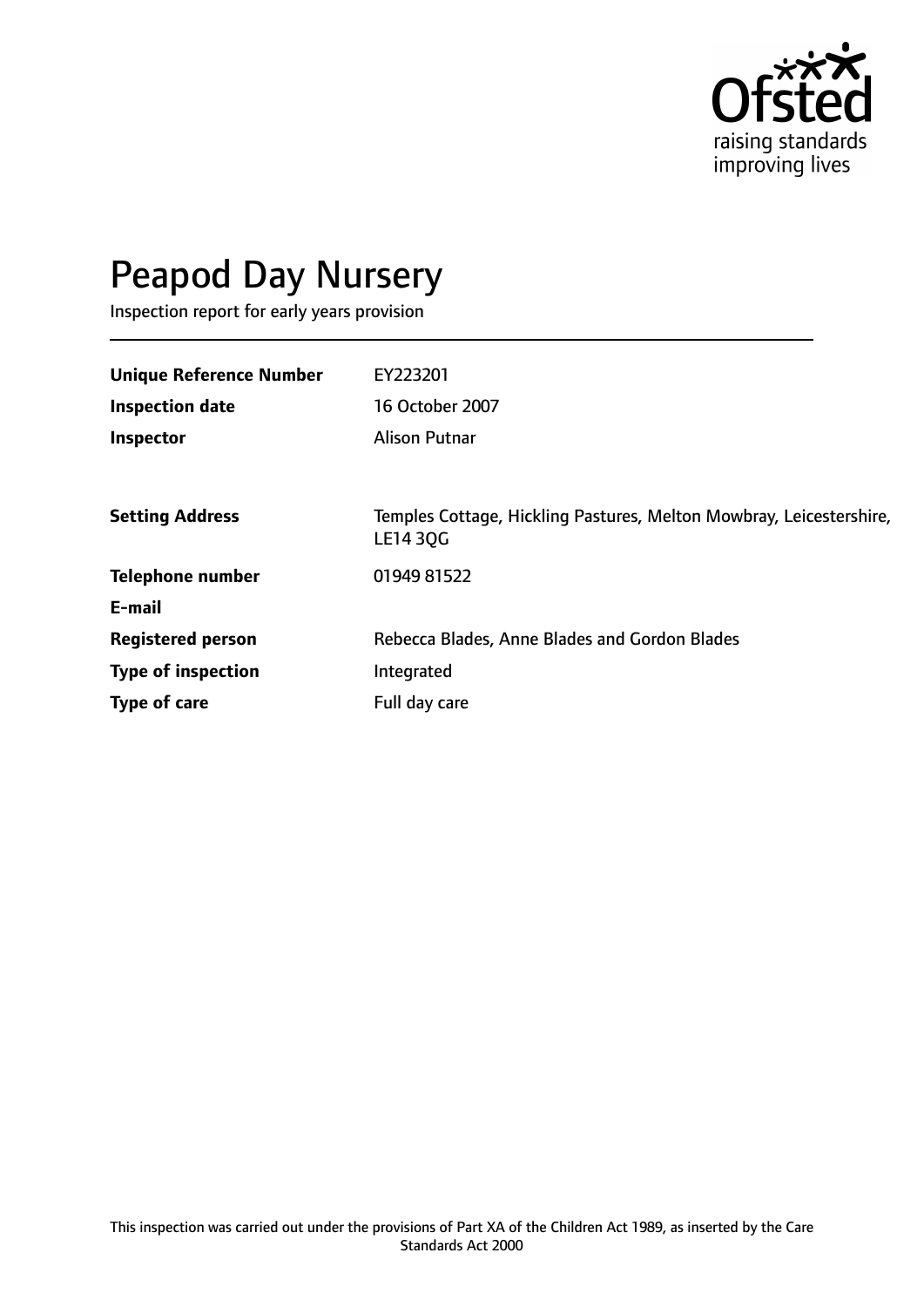# Peapod Day Nursery

Inspection report for early years provision

| | |
|---|---|
| **Unique Reference Number** | EY223201 |
| **Inspection date** | 16 October 2007 |
| **Inspector** | Alison Putnar |
| | |
| **Setting Address** | Temples Cottage, Hickling Pastures, Melton Mowbray, Leicestershire, LE14 3QG |
| **Telephone number** | 01949 81522 |
| **E-mail** | |
| **Registered person** | Rebecca Blades, Anne Blades and Gordon Blades |
| **Type of inspection** | Integrated |
| **Type of care** | Full day care |

This inspection was carried out under the provisions of Part XA of the Children Act 1989, as inserted by the Care Standards Act 2000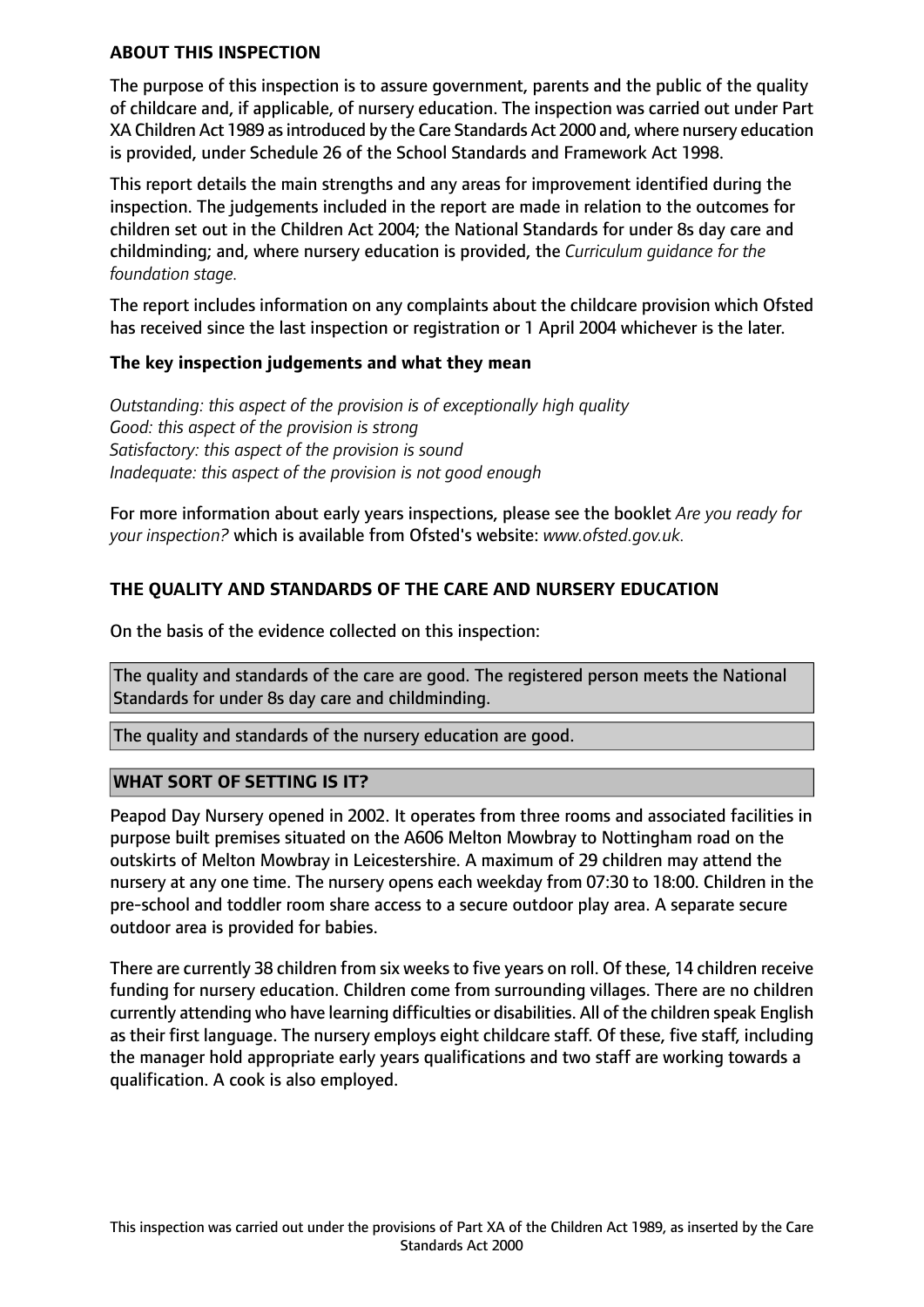## ABOUT THIS INSPECTION

The purpose of this inspection is to assure government, parents and the public of the quality of childcare and, if applicable, of nursery education. The inspection was carried out under Part XA Children Act 1989 as introduced by the Care Standards Act 2000 and, where nursery education is provided, under Schedule 26 of the School Standards and Framework Act 1998.

This report details the main strengths and any areas for improvement identified during the inspection. The judgements included in the report are made in relation to the outcomes for children set out in the Children Act 2004; the National Standards for under 8s day care and childminding; and, where nursery education is provided, the *Curriculum guidance for the foundation stage.*

The report includes information on any complaints about the childcare provision which Ofsted has received since the last inspection or registration or 1 April 2004 whichever is the later.

### The key inspection judgements and what they mean

*Outstanding: this aspect of the provision is of exceptionally high quality*
*Good: this aspect of the provision is strong*
*Satisfactory: this aspect of the provision is sound*
*Inadequate: this aspect of the provision is not good enough*

For more information about early years inspections, please see the booklet *Are you ready for your inspection?* which is available from Ofsted's website: *www.ofsted.gov.uk.*

## THE QUALITY AND STANDARDS OF THE CARE AND NURSERY EDUCATION

On the basis of the evidence collected on this inspection:

The quality and standards of the care are good. The registered person meets the National Standards for under 8s day care and childminding.

The quality and standards of the nursery education are good.

## WHAT SORT OF SETTING IS IT?

Peapod Day Nursery opened in 2002. It operates from three rooms and associated facilities in purpose built premises situated on the A606 Melton Mowbray to Nottingham road on the outskirts of Melton Mowbray in Leicestershire. A maximum of 29 children may attend the nursery at any one time. The nursery opens each weekday from 07:30 to 18:00. Children in the pre-school and toddler room share access to a secure outdoor play area. A separate secure outdoor area is provided for babies.

There are currently 38 children from six weeks to five years on roll. Of these, 14 children receive funding for nursery education. Children come from surrounding villages. There are no children currently attending who have learning difficulties or disabilities. All of the children speak English as their first language. The nursery employs eight childcare staff. Of these, five staff, including the manager hold appropriate early years qualifications and two staff are working towards a qualification. A cook is also employed.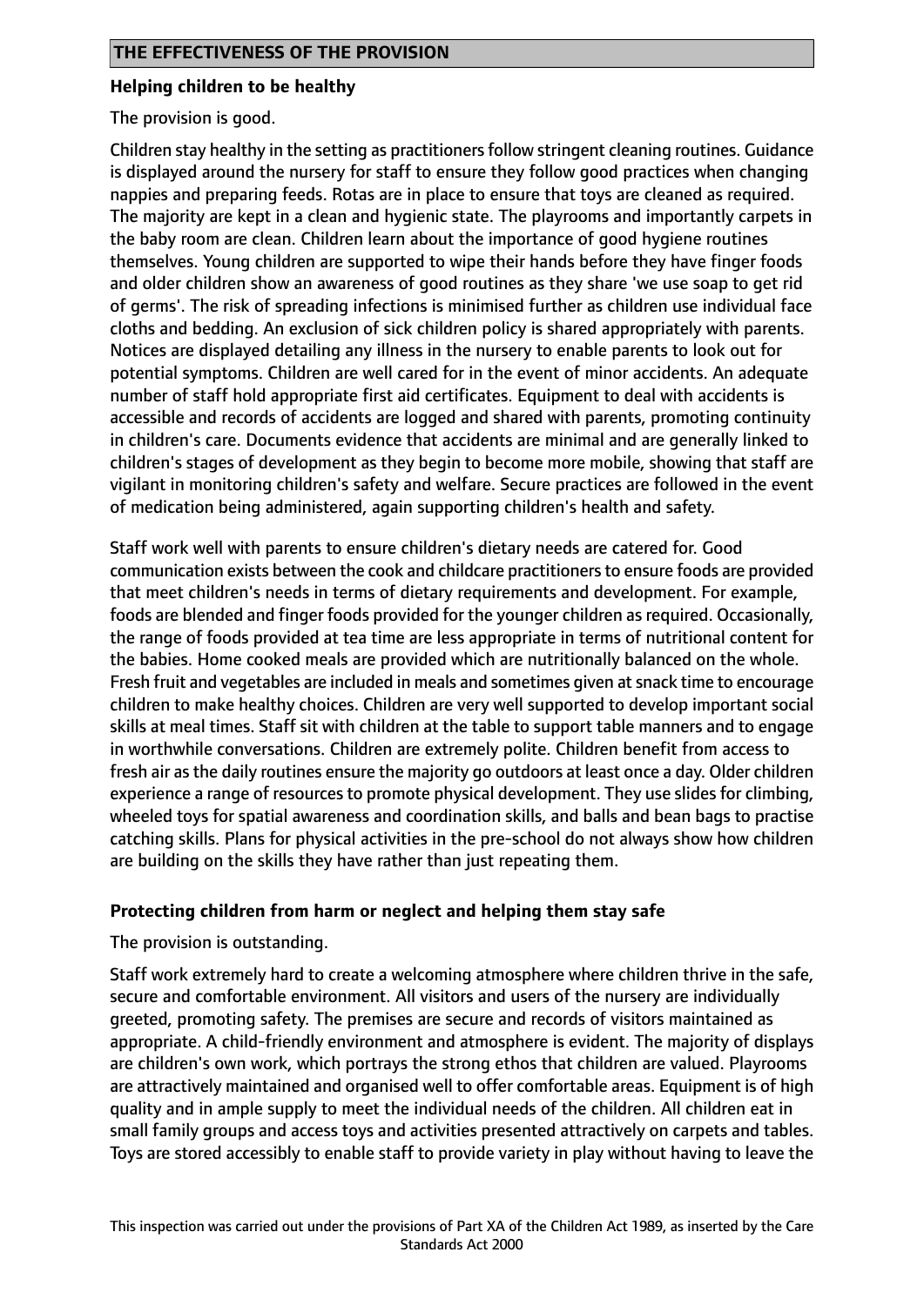## THE EFFECTIVENESS OF THE PROVISION

### Helping children to be healthy

The provision is good.

Children stay healthy in the setting as practitioners follow stringent cleaning routines. Guidance is displayed around the nursery for staff to ensure they follow good practices when changing nappies and preparing feeds. Rotas are in place to ensure that toys are cleaned as required. The majority are kept in a clean and hygienic state. The playrooms and importantly carpets in the baby room are clean. Children learn about the importance of good hygiene routines themselves. Young children are supported to wipe their hands before they have finger foods and older children show an awareness of good routines as they share 'we use soap to get rid of germs'. The risk of spreading infections is minimised further as children use individual face cloths and bedding. An exclusion of sick children policy is shared appropriately with parents. Notices are displayed detailing any illness in the nursery to enable parents to look out for potential symptoms. Children are well cared for in the event of minor accidents. An adequate number of staff hold appropriate first aid certificates. Equipment to deal with accidents is accessible and records of accidents are logged and shared with parents, promoting continuity in children's care. Documents evidence that accidents are minimal and are generally linked to children's stages of development as they begin to become more mobile, showing that staff are vigilant in monitoring children's safety and welfare. Secure practices are followed in the event of medication being administered, again supporting children's health and safety.

Staff work well with parents to ensure children's dietary needs are catered for. Good communication exists between the cook and childcare practitioners to ensure foods are provided that meet children's needs in terms of dietary requirements and development. For example, foods are blended and finger foods provided for the younger children as required. Occasionally, the range of foods provided at tea time are less appropriate in terms of nutritional content for the babies. Home cooked meals are provided which are nutritionally balanced on the whole. Fresh fruit and vegetables are included in meals and sometimes given at snack time to encourage children to make healthy choices. Children are very well supported to develop important social skills at meal times. Staff sit with children at the table to support table manners and to engage in worthwhile conversations. Children are extremely polite. Children benefit from access to fresh air as the daily routines ensure the majority go outdoors at least once a day. Older children experience a range of resources to promote physical development. They use slides for climbing, wheeled toys for spatial awareness and coordination skills, and balls and bean bags to practise catching skills. Plans for physical activities in the pre-school do not always show how children are building on the skills they have rather than just repeating them.

### Protecting children from harm or neglect and helping them stay safe

The provision is outstanding.

Staff work extremely hard to create a welcoming atmosphere where children thrive in the safe, secure and comfortable environment. All visitors and users of the nursery are individually greeted, promoting safety. The premises are secure and records of visitors maintained as appropriate. A child-friendly environment and atmosphere is evident. The majority of displays are children's own work, which portrays the strong ethos that children are valued. Playrooms are attractively maintained and organised well to offer comfortable areas. Equipment is of high quality and in ample supply to meet the individual needs of the children. All children eat in small family groups and access toys and activities presented attractively on carpets and tables. Toys are stored accessibly to enable staff to provide variety in play without having to leave the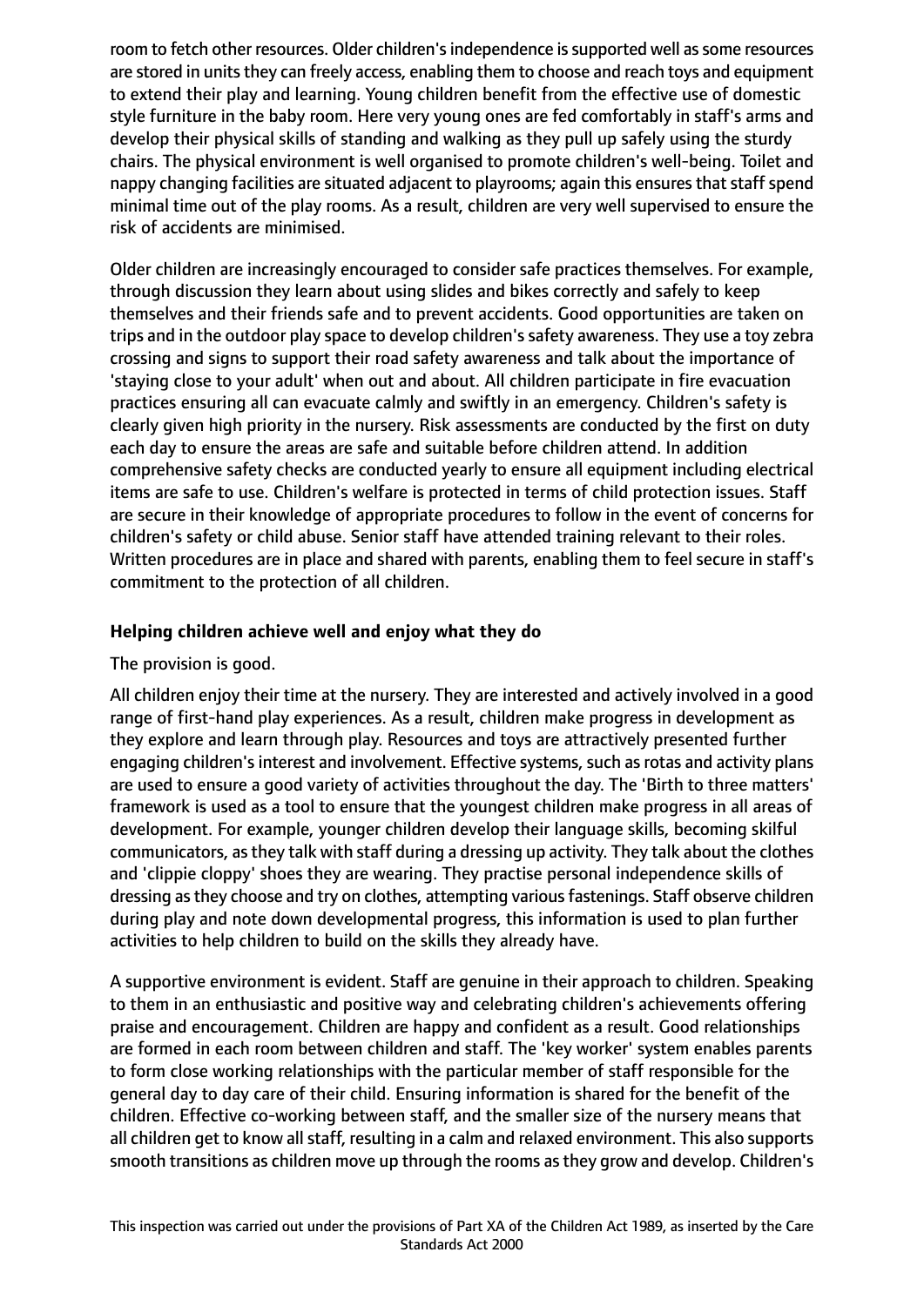room to fetch other resources. Older children's independence is supported well as some resources are stored in units they can freely access, enabling them to choose and reach toys and equipment to extend their play and learning. Young children benefit from the effective use of domestic style furniture in the baby room. Here very young ones are fed comfortably in staff's arms and develop their physical skills of standing and walking as they pull up safely using the sturdy chairs. The physical environment is well organised to promote children's well-being. Toilet and nappy changing facilities are situated adjacent to playrooms; again this ensures that staff spend minimal time out of the play rooms. As a result, children are very well supervised to ensure the risk of accidents are minimised.

Older children are increasingly encouraged to consider safe practices themselves. For example, through discussion they learn about using slides and bikes correctly and safely to keep themselves and their friends safe and to prevent accidents. Good opportunities are taken on trips and in the outdoor play space to develop children's safety awareness. They use a toy zebra crossing and signs to support their road safety awareness and talk about the importance of 'staying close to your adult' when out and about. All children participate in fire evacuation practices ensuring all can evacuate calmly and swiftly in an emergency. Children's safety is clearly given high priority in the nursery. Risk assessments are conducted by the first on duty each day to ensure the areas are safe and suitable before children attend. In addition comprehensive safety checks are conducted yearly to ensure all equipment including electrical items are safe to use. Children's welfare is protected in terms of child protection issues. Staff are secure in their knowledge of appropriate procedures to follow in the event of concerns for children's safety or child abuse. Senior staff have attended training relevant to their roles. Written procedures are in place and shared with parents, enabling them to feel secure in staff's commitment to the protection of all children.

### Helping children achieve well and enjoy what they do

The provision is good.

All children enjoy their time at the nursery. They are interested and actively involved in a good range of first-hand play experiences. As a result, children make progress in development as they explore and learn through play. Resources and toys are attractively presented further engaging children's interest and involvement. Effective systems, such as rotas and activity plans are used to ensure a good variety of activities throughout the day. The 'Birth to three matters' framework is used as a tool to ensure that the youngest children make progress in all areas of development. For example, younger children develop their language skills, becoming skilful communicators, as they talk with staff during a dressing up activity. They talk about the clothes and 'clippie cloppy' shoes they are wearing. They practise personal independence skills of dressing as they choose and try on clothes, attempting various fastenings. Staff observe children during play and note down developmental progress, this information is used to plan further activities to help children to build on the skills they already have.

A supportive environment is evident. Staff are genuine in their approach to children. Speaking to them in an enthusiastic and positive way and celebrating children's achievements offering praise and encouragement. Children are happy and confident as a result. Good relationships are formed in each room between children and staff. The 'key worker' system enables parents to form close working relationships with the particular member of staff responsible for the general day to day care of their child. Ensuring information is shared for the benefit of the children. Effective co-working between staff, and the smaller size of the nursery means that all children get to know all staff, resulting in a calm and relaxed environment. This also supports smooth transitions as children move up through the rooms as they grow and develop. Children's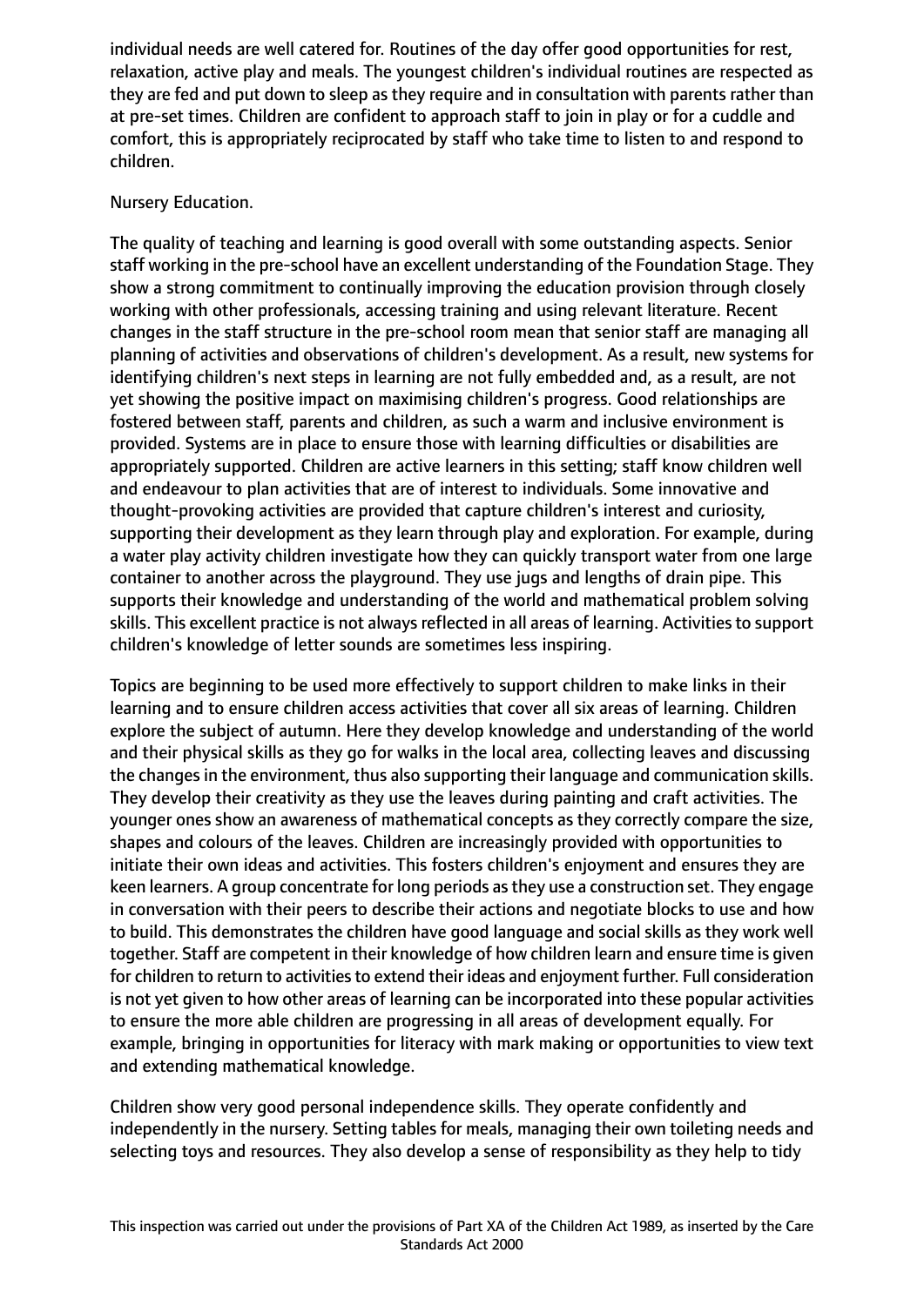individual needs are well catered for. Routines of the day offer good opportunities for rest, relaxation, active play and meals. The youngest children's individual routines are respected as they are fed and put down to sleep as they require and in consultation with parents rather than at pre-set times. Children are confident to approach staff to join in play or for a cuddle and comfort, this is appropriately reciprocated by staff who take time to listen to and respond to children.

Nursery Education.

The quality of teaching and learning is good overall with some outstanding aspects. Senior staff working in the pre-school have an excellent understanding of the Foundation Stage. They show a strong commitment to continually improving the education provision through closely working with other professionals, accessing training and using relevant literature. Recent changes in the staff structure in the pre-school room mean that senior staff are managing all planning of activities and observations of children's development. As a result, new systems for identifying children's next steps in learning are not fully embedded and, as a result, are not yet showing the positive impact on maximising children's progress. Good relationships are fostered between staff, parents and children, as such a warm and inclusive environment is provided. Systems are in place to ensure those with learning difficulties or disabilities are appropriately supported. Children are active learners in this setting; staff know children well and endeavour to plan activities that are of interest to individuals. Some innovative and thought-provoking activities are provided that capture children's interest and curiosity, supporting their development as they learn through play and exploration. For example, during a water play activity children investigate how they can quickly transport water from one large container to another across the playground. They use jugs and lengths of drain pipe. This supports their knowledge and understanding of the world and mathematical problem solving skills. This excellent practice is not always reflected in all areas of learning. Activities to support children's knowledge of letter sounds are sometimes less inspiring.

Topics are beginning to be used more effectively to support children to make links in their learning and to ensure children access activities that cover all six areas of learning. Children explore the subject of autumn. Here they develop knowledge and understanding of the world and their physical skills as they go for walks in the local area, collecting leaves and discussing the changes in the environment, thus also supporting their language and communication skills. They develop their creativity as they use the leaves during painting and craft activities. The younger ones show an awareness of mathematical concepts as they correctly compare the size, shapes and colours of the leaves. Children are increasingly provided with opportunities to initiate their own ideas and activities. This fosters children's enjoyment and ensures they are keen learners. A group concentrate for long periods as they use a construction set. They engage in conversation with their peers to describe their actions and negotiate blocks to use and how to build. This demonstrates the children have good language and social skills as they work well together. Staff are competent in their knowledge of how children learn and ensure time is given for children to return to activities to extend their ideas and enjoyment further. Full consideration is not yet given to how other areas of learning can be incorporated into these popular activities to ensure the more able children are progressing in all areas of development equally. For example, bringing in opportunities for literacy with mark making or opportunities to view text and extending mathematical knowledge.

Children show very good personal independence skills. They operate confidently and independently in the nursery. Setting tables for meals, managing their own toileting needs and selecting toys and resources. They also develop a sense of responsibility as they help to tidy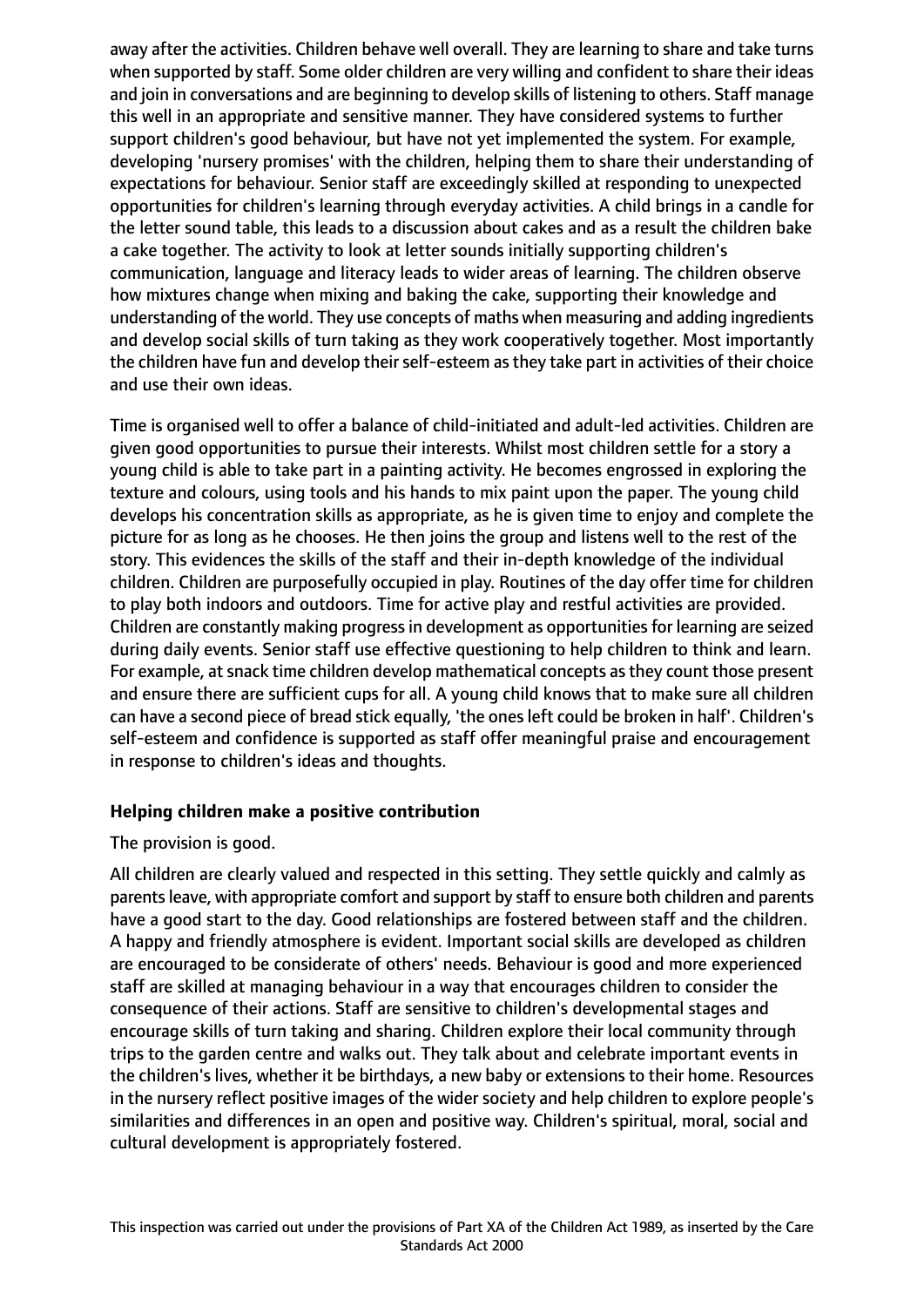away after the activities. Children behave well overall. They are learning to share and take turns when supported by staff. Some older children are very willing and confident to share their ideas and join in conversations and are beginning to develop skills of listening to others. Staff manage this well in an appropriate and sensitive manner. They have considered systems to further support children's good behaviour, but have not yet implemented the system. For example, developing 'nursery promises' with the children, helping them to share their understanding of expectations for behaviour. Senior staff are exceedingly skilled at responding to unexpected opportunities for children's learning through everyday activities. A child brings in a candle for the letter sound table, this leads to a discussion about cakes and as a result the children bake a cake together. The activity to look at letter sounds initially supporting children's communication, language and literacy leads to wider areas of learning. The children observe how mixtures change when mixing and baking the cake, supporting their knowledge and understanding of the world. They use concepts of maths when measuring and adding ingredients and develop social skills of turn taking as they work cooperatively together. Most importantly the children have fun and develop their self-esteem as they take part in activities of their choice and use their own ideas.

Time is organised well to offer a balance of child-initiated and adult-led activities. Children are given good opportunities to pursue their interests. Whilst most children settle for a story a young child is able to take part in a painting activity. He becomes engrossed in exploring the texture and colours, using tools and his hands to mix paint upon the paper. The young child develops his concentration skills as appropriate, as he is given time to enjoy and complete the picture for as long as he chooses. He then joins the group and listens well to the rest of the story. This evidences the skills of the staff and their in-depth knowledge of the individual children. Children are purposefully occupied in play. Routines of the day offer time for children to play both indoors and outdoors. Time for active play and restful activities are provided. Children are constantly making progress in development as opportunities for learning are seized during daily events. Senior staff use effective questioning to help children to think and learn. For example, at snack time children develop mathematical concepts as they count those present and ensure there are sufficient cups for all. A young child knows that to make sure all children can have a second piece of bread stick equally, 'the ones left could be broken in half'. Children's self-esteem and confidence is supported as staff offer meaningful praise and encouragement in response to children's ideas and thoughts.

**Helping children make a positive contribution**

The provision is good.

All children are clearly valued and respected in this setting. They settle quickly and calmly as parents leave, with appropriate comfort and support by staff to ensure both children and parents have a good start to the day. Good relationships are fostered between staff and the children. A happy and friendly atmosphere is evident. Important social skills are developed as children are encouraged to be considerate of others' needs. Behaviour is good and more experienced staff are skilled at managing behaviour in a way that encourages children to consider the consequence of their actions. Staff are sensitive to children's developmental stages and encourage skills of turn taking and sharing. Children explore their local community through trips to the garden centre and walks out. They talk about and celebrate important events in the children's lives, whether it be birthdays, a new baby or extensions to their home. Resources in the nursery reflect positive images of the wider society and help children to explore people's similarities and differences in an open and positive way. Children's spiritual, moral, social and cultural development is appropriately fostered.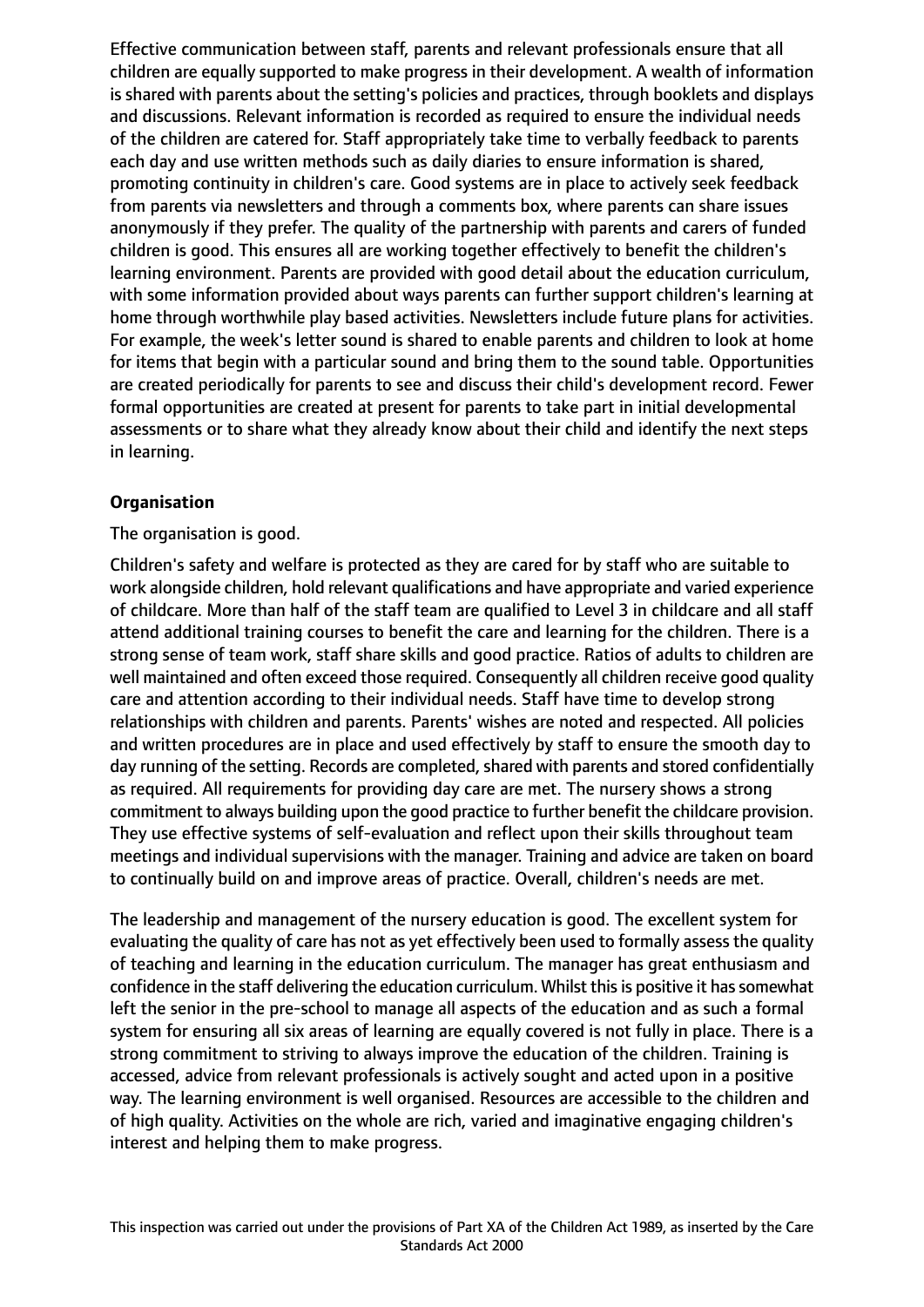Effective communication between staff, parents and relevant professionals ensure that all children are equally supported to make progress in their development. A wealth of information is shared with parents about the setting's policies and practices, through booklets and displays and discussions. Relevant information is recorded as required to ensure the individual needs of the children are catered for. Staff appropriately take time to verbally feedback to parents each day and use written methods such as daily diaries to ensure information is shared, promoting continuity in children's care. Good systems are in place to actively seek feedback from parents via newsletters and through a comments box, where parents can share issues anonymously if they prefer. The quality of the partnership with parents and carers of funded children is good. This ensures all are working together effectively to benefit the children's learning environment. Parents are provided with good detail about the education curriculum, with some information provided about ways parents can further support children's learning at home through worthwhile play based activities. Newsletters include future plans for activities. For example, the week's letter sound is shared to enable parents and children to look at home for items that begin with a particular sound and bring them to the sound table. Opportunities are created periodically for parents to see and discuss their child's development record. Fewer formal opportunities are created at present for parents to take part in initial developmental assessments or to share what they already know about their child and identify the next steps in learning.

**Organisation**

The organisation is good.

Children's safety and welfare is protected as they are cared for by staff who are suitable to work alongside children, hold relevant qualifications and have appropriate and varied experience of childcare. More than half of the staff team are qualified to Level 3 in childcare and all staff attend additional training courses to benefit the care and learning for the children. There is a strong sense of team work, staff share skills and good practice. Ratios of adults to children are well maintained and often exceed those required. Consequently all children receive good quality care and attention according to their individual needs. Staff have time to develop strong relationships with children and parents. Parents' wishes are noted and respected. All policies and written procedures are in place and used effectively by staff to ensure the smooth day to day running of the setting. Records are completed, shared with parents and stored confidentially as required. All requirements for providing day care are met. The nursery shows a strong commitment to always building upon the good practice to further benefit the childcare provision. They use effective systems of self-evaluation and reflect upon their skills throughout team meetings and individual supervisions with the manager. Training and advice are taken on board to continually build on and improve areas of practice. Overall, children's needs are met.

The leadership and management of the nursery education is good. The excellent system for evaluating the quality of care has not as yet effectively been used to formally assess the quality of teaching and learning in the education curriculum. The manager has great enthusiasm and confidence in the staff delivering the education curriculum. Whilst this is positive it has somewhat left the senior in the pre-school to manage all aspects of the education and as such a formal system for ensuring all six areas of learning are equally covered is not fully in place. There is a strong commitment to striving to always improve the education of the children. Training is accessed, advice from relevant professionals is actively sought and acted upon in a positive way. The learning environment is well organised. Resources are accessible to the children and of high quality. Activities on the whole are rich, varied and imaginative engaging children's interest and helping them to make progress.

This inspection was carried out under the provisions of Part XA of the Children Act 1989, as inserted by the Care Standards Act 2000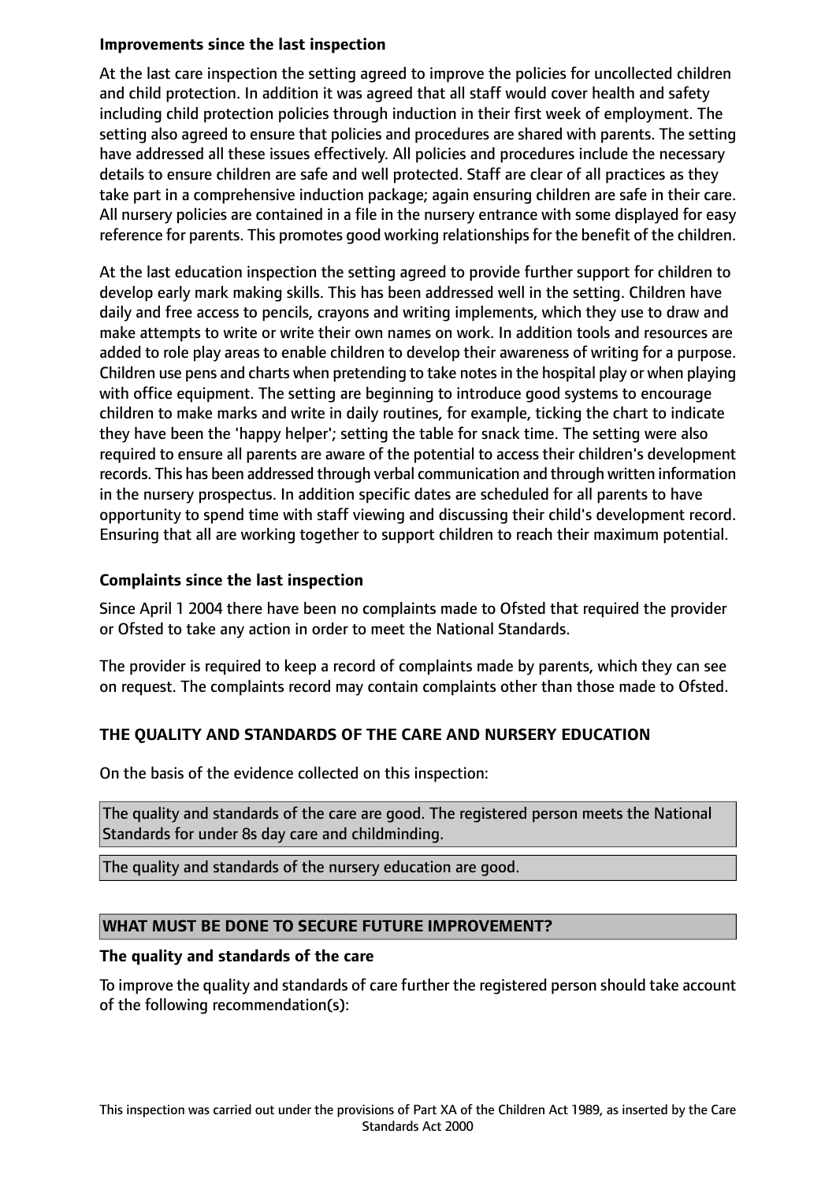**Improvements since the last inspection**

At the last care inspection the setting agreed to improve the policies for uncollected children and child protection. In addition it was agreed that all staff would cover health and safety including child protection policies through induction in their first week of employment. The setting also agreed to ensure that policies and procedures are shared with parents. The setting have addressed all these issues effectively. All policies and procedures include the necessary details to ensure children are safe and well protected. Staff are clear of all practices as they take part in a comprehensive induction package; again ensuring children are safe in their care. All nursery policies are contained in a file in the nursery entrance with some displayed for easy reference for parents. This promotes good working relationships for the benefit of the children.

At the last education inspection the setting agreed to provide further support for children to develop early mark making skills. This has been addressed well in the setting. Children have daily and free access to pencils, crayons and writing implements, which they use to draw and make attempts to write or write their own names on work. In addition tools and resources are added to role play areas to enable children to develop their awareness of writing for a purpose. Children use pens and charts when pretending to take notes in the hospital play or when playing with office equipment. The setting are beginning to introduce good systems to encourage children to make marks and write in daily routines, for example, ticking the chart to indicate they have been the 'happy helper'; setting the table for snack time. The setting were also required to ensure all parents are aware of the potential to access their children's development records. This has been addressed through verbal communication and through written information in the nursery prospectus. In addition specific dates are scheduled for all parents to have opportunity to spend time with staff viewing and discussing their child's development record. Ensuring that all are working together to support children to reach their maximum potential.

**Complaints since the last inspection**

Since April 1 2004 there have been no complaints made to Ofsted that required the provider or Ofsted to take any action in order to meet the National Standards.

The provider is required to keep a record of complaints made by parents, which they can see on request. The complaints record may contain complaints other than those made to Ofsted.

**THE QUALITY AND STANDARDS OF THE CARE AND NURSERY EDUCATION**

On the basis of the evidence collected on this inspection:

The quality and standards of the care are good. The registered person meets the National Standards for under 8s day care and childminding.

The quality and standards of the nursery education are good.

**WHAT MUST BE DONE TO SECURE FUTURE IMPROVEMENT?**

**The quality and standards of the care**

To improve the quality and standards of care further the registered person should take account of the following recommendation(s):

This inspection was carried out under the provisions of Part XA of the Children Act 1989, as inserted by the Care Standards Act 2000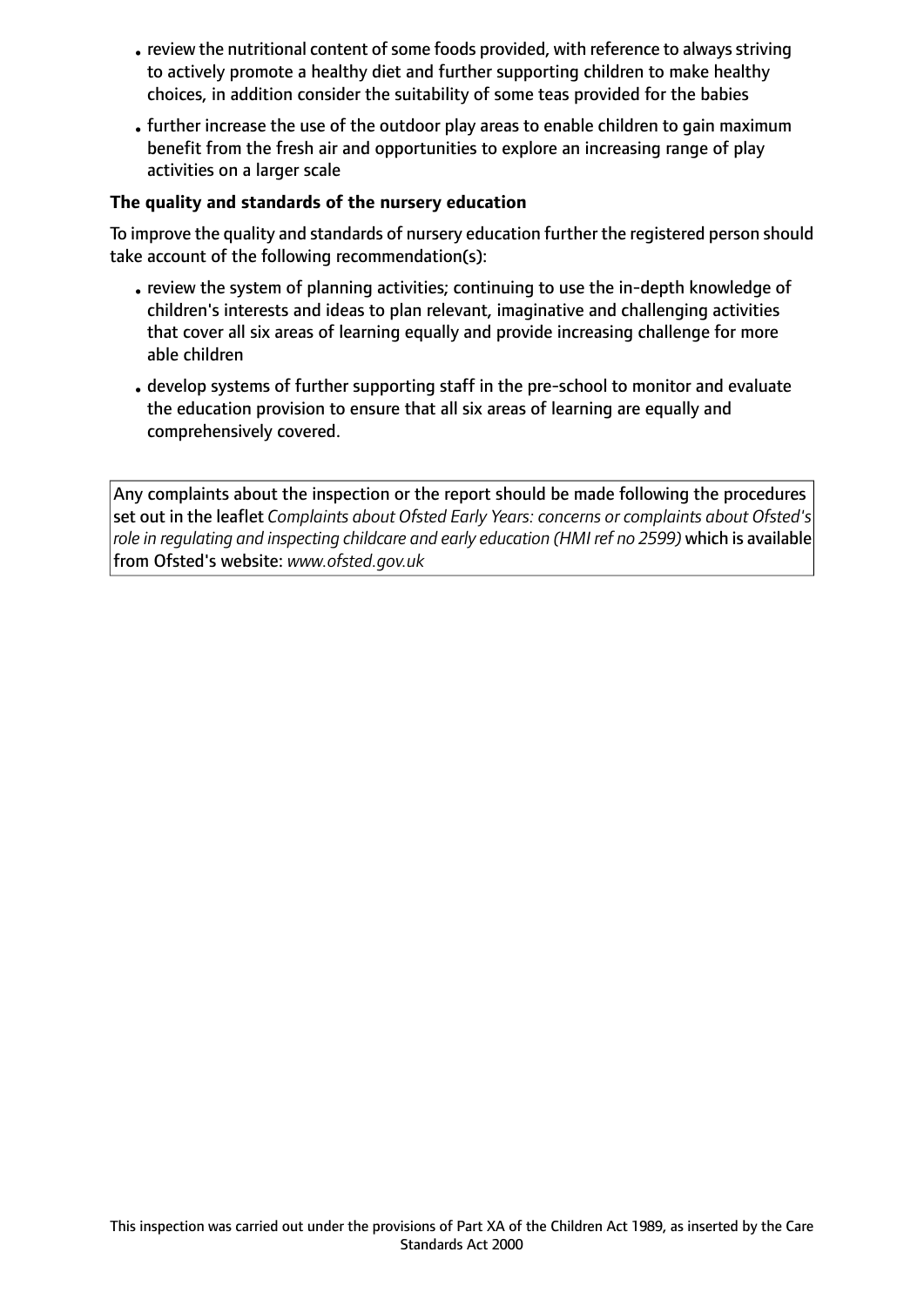- review the nutritional content of some foods provided, with reference to always striving to actively promote a healthy diet and further supporting children to make healthy choices, in addition consider the suitability of some teas provided for the babies
- further increase the use of the outdoor play areas to enable children to gain maximum benefit from the fresh air and opportunities to explore an increasing range of play activities on a larger scale

**The quality and standards of the nursery education**

To improve the quality and standards of nursery education further the registered person should take account of the following recommendation(s):

- review the system of planning activities; continuing to use the in-depth knowledge of children's interests and ideas to plan relevant, imaginative and challenging activities that cover all six areas of learning equally and provide increasing challenge for more able children
- develop systems of further supporting staff in the pre-school to monitor and evaluate the education provision to ensure that all six areas of learning are equally and comprehensively covered.

Any complaints about the inspection or the report should be made following the procedures set out in the leaflet *Complaints about Ofsted Early Years: concerns or complaints about Ofsted's role in regulating and inspecting childcare and early education (HMI ref no 2599)* which is available from Ofsted's website: *www.ofsted.gov.uk*

This inspection was carried out under the provisions of Part XA of the Children Act 1989, as inserted by the Care Standards Act 2000